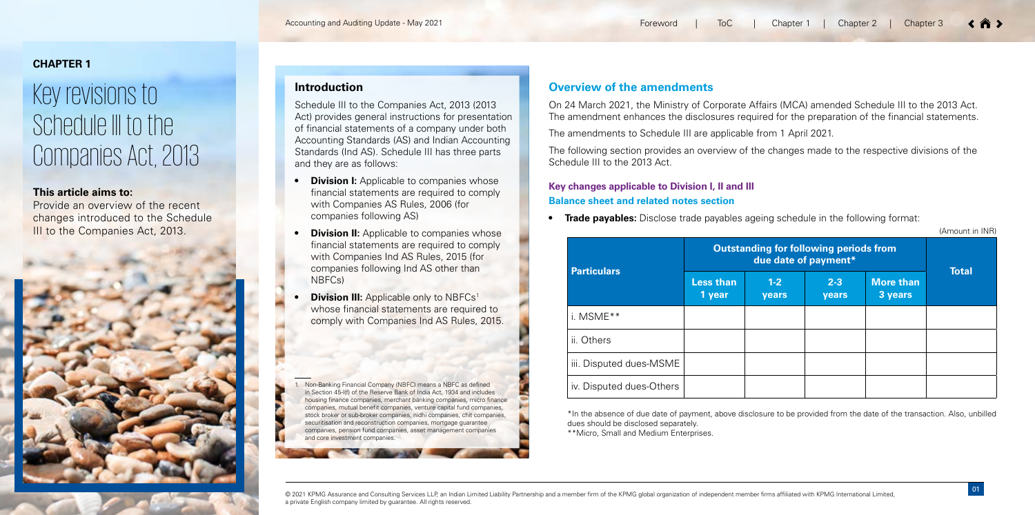## CHAPTER 1

# Key revisions to Schedule III to the Companies Act, 2013

**This article aims to:**

Provide an overview of the recent changes introduced to the Schedule III to the Companies Act, 2013.

## Introduction

Schedule III to the Companies Act, 2013 (2013 Act) provides general instructions for presentation of financial statements of a company under both Accounting Standards (AS) and Indian Accounting Standards (Ind AS). Schedule III has three parts and they are as follows:

- **Division I:** Applicable to companies whose financial statements are required to comply with Companies AS Rules, 2006 (for companies following AS)
- **Division II:** Applicable to companies whose financial statements are required to comply with Companies Ind AS Rules, 2015 (for companies following Ind AS other than NBFCs)
- **Division III:** Applicable only to NBFCs[1] whose financial statements are required to comply with Companies Ind AS Rules, 2015.

1. Non-Banking Financial Company (NBFC) means a NBFC as defined in Section 45-I(f) of the Reserve Bank of India Act, 1934 and includes housing finance companies, merchant banking companies, micro finance companies, mutual benefit companies, venture capital fund companies, stock broker or sub-broker companies, nidhi companies, chit companies, securitisation and reconstruction companies, mortgage guarantee companies, pension fund companies, asset management companies and core investment companies.

## Overview of the amendments

On 24 March 2021, the Ministry of Corporate Affairs (MCA) amended Schedule III to the 2013 Act. The amendment enhances the disclosures required for the preparation of the financial statements.

The amendments to Schedule III are applicable from 1 April 2021.

The following section provides an overview of the changes made to the respective divisions of the Schedule III to the 2013 Act.

### Key changes applicable to Division I, II and III

**Balance sheet and related notes section**

- **Trade payables:** Disclose trade payables ageing schedule in the following format:

(Amount in INR)

| Particulars | Outstanding for following periods from due date of payment* | | | | Total |
|---|---|---|---|---|---|
| | Less than 1 year | 1-2 years | 2-3 years | More than 3 years | |
| i. MSME** | | | | | |
| ii. Others | | | | | |
| iii. Disputed dues-MSME | | | | | |
| iv. Disputed dues-Others | | | | | |

*In the absence of due date of payment, above disclosure to be provided from the date of the transaction. Also, unbilled dues should be disclosed separately.

**Micro, Small and Medium Enterprises.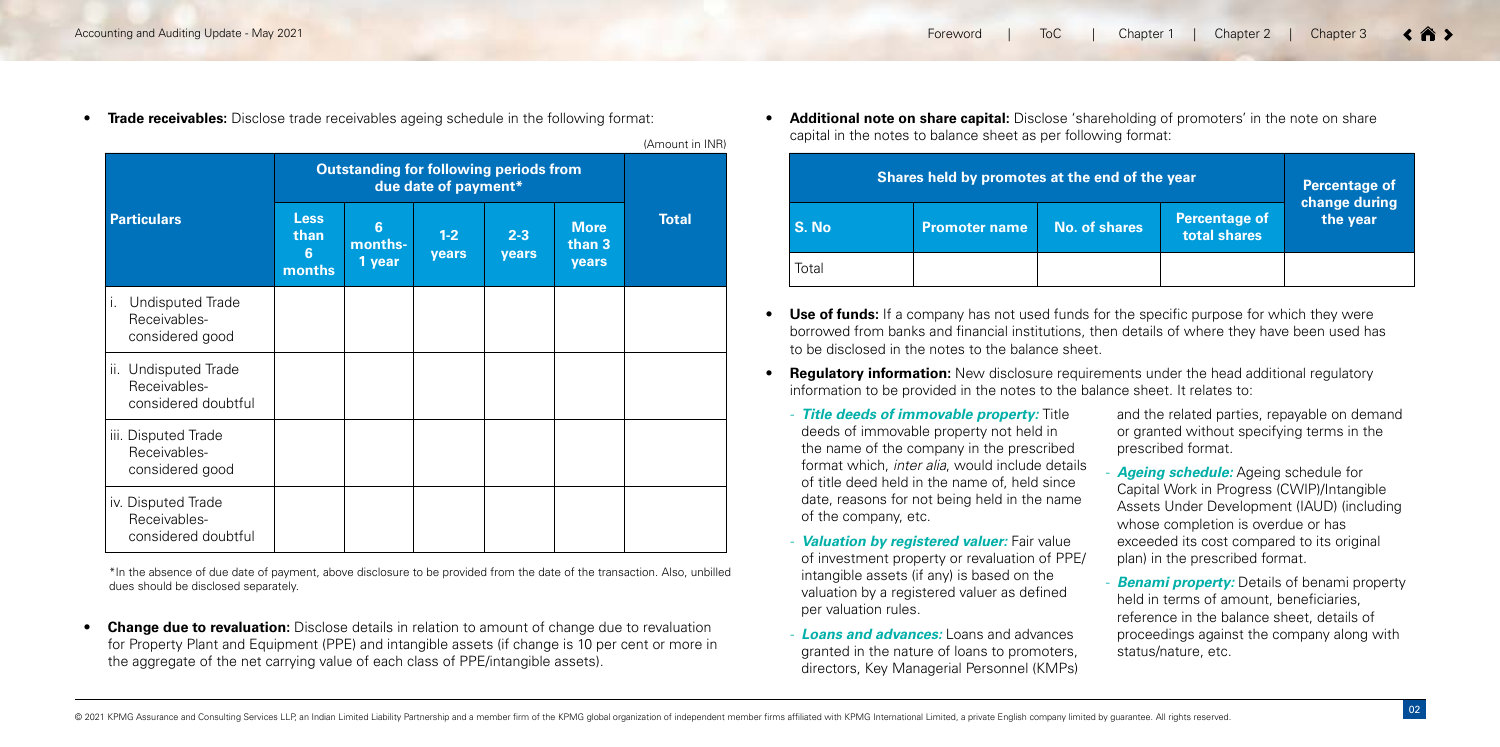- **Trade receivables:** Disclose trade receivables ageing schedule in the following format:

(Amount in INR)

| Particulars | Outstanding for following periods from due date of payment* | | | | | Total |
|---|---|---|---|---|---|---|
| | Less than 6 months | 6 months-1 year | 1-2 years | 2-3 years | More than 3 years | |
| i. Undisputed Trade Receivables-considered good | | | | | | |
| ii. Undisputed Trade Receivables-considered doubtful | | | | | | |
| iii. Disputed Trade Receivables-considered good | | | | | | |
| iv. Disputed Trade Receivables-considered doubtful | | | | | | |

*In the absence of due date of payment, above disclosure to be provided from the date of the transaction. Also, unbilled dues should be disclosed separately.

- **Change due to revaluation:** Disclose details in relation to amount of change due to revaluation for Property Plant and Equipment (PPE) and intangible assets (if change is 10 per cent or more in the aggregate of the net carrying value of each class of PPE/intangible assets).

- **Additional note on share capital:** Disclose 'shareholding of promoters' in the note on share capital in the notes to balance sheet as per following format:

| Shares held by promotes at the end of the year | | | | Percentage of change during the year |
|---|---|---|---|---|
| S. No | Promoter name | No. of shares | Percentage of total shares | |
| Total | | | | |

- **Use of funds:** If a company has not used funds for the specific purpose for which they were borrowed from banks and financial institutions, then details of where they have been used has to be disclosed in the notes to the balance sheet.

- **Regulatory information:** New disclosure requirements under the head additional regulatory information to be provided in the notes to the balance sheet. It relates to:
  - ***Title deeds of immovable property:*** Title deeds of immovable property not held in the name of the company in the prescribed format which, *inter alia*, would include details of title deed held in the name of, held since date, reasons for not being held in the name of the company, etc.
  - ***Valuation by registered valuer:*** Fair value of investment property or revaluation of PPE/intangible assets (if any) is based on the valuation by a registered valuer as defined per valuation rules.
  - ***Loans and advances:*** Loans and advances granted in the nature of loans to promoters, directors, Key Managerial Personnel (KMPs) and the related parties, repayable on demand or granted without specifying terms in the prescribed format.
  - ***Ageing schedule:*** Ageing schedule for Capital Work in Progress (CWIP)/Intangible Assets Under Development (IAUD) (including whose completion is overdue or has exceeded its cost compared to its original plan) in the prescribed format.
  - ***Benami property:*** Details of benami property held in terms of amount, beneficiaries, reference in the balance sheet, details of proceedings against the company along with status/nature, etc.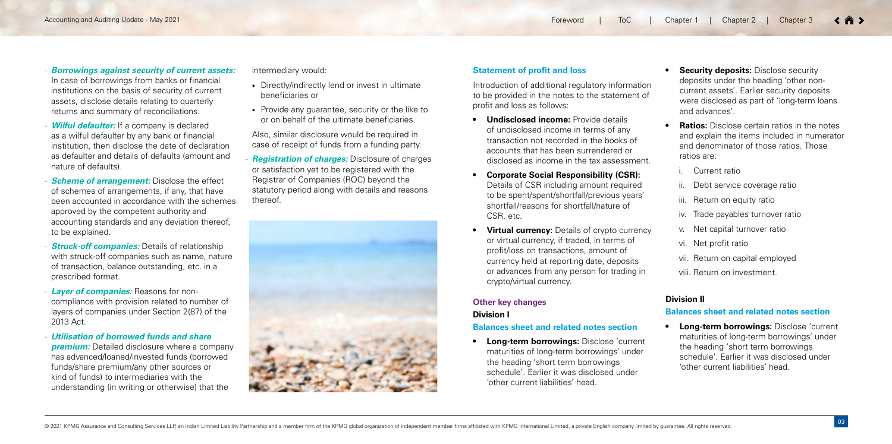- ***Borrowings against security of current assets:*** In case of borrowings from banks or financial institutions on the basis of security of current assets, disclose details relating to quarterly returns and summary of reconciliations.
- ***Wilful defaulter:*** If a company is declared as a wilful defaulter by any bank or financial institution, then disclose the date of declaration as defaulter and details of defaults (amount and nature of defaults).
- ***Scheme of arrangement:*** Disclose the effect of schemes of arrangements, if any, that have been accounted in accordance with the schemes approved by the competent authority and accounting standards and any deviation thereof, to be explained.
- ***Struck-off companies:*** Details of relationship with struck-off companies such as name, nature of transaction, balance outstanding, etc. in a prescribed format.
- ***Layer of companies:*** Reasons for non-compliance with provision related to number of layers of companies under Section 2(87) of the 2013 Act.
- ***Utilisation of borrowed funds and share premium:*** Detailed disclosure where a company has advanced/loaned/invested funds (borrowed funds/share premium/any other sources or kind of funds) to intermediaries with the understanding (in writing or otherwise) that the intermediary would:
  - Directly/indirectly lend or invest in ultimate beneficiaries or
  - Provide any guarantee, security or the like to or on behalf of the ultimate beneficiaries.

  Also, similar disclosure would be required in case of receipt of funds from a funding party.
- ***Registration of charges:*** Disclosure of charges or satisfaction yet to be registered with the Registrar of Companies (ROC) beyond the statutory period along with details and reasons thereof.

### Statement of profit and loss

Introduction of additional regulatory information to be provided in the notes to the statement of profit and loss as follows:

- **Undisclosed income:** Provide details of undisclosed income in terms of any transaction not recorded in the books of accounts that has been surrendered or disclosed as income in the tax assessment.
- **Corporate Social Responsibility (CSR):** Details of CSR including amount required to be spent/spent/shortfall/previous years' shortfall/reasons for shortfall/nature of CSR, etc.
- **Virtual currency:** Details of crypto currency or virtual currency, if traded, in terms of profit/loss on transactions, amount of currency held at reporting date, deposits or advances from any person for trading in crypto/virtual currency.

### Other key changes

#### Division I

#### Balances sheet and related notes section

- **Long-term borrowings:** Disclose 'current maturities of long-term borrowings' under the heading 'short term borrowings schedule'. Earlier it was disclosed under 'other current liabilities' head.
- **Security deposits:** Disclose security deposits under the heading 'other non-current assets'. Earlier security deposits were disclosed as part of 'long-term loans and advances'.
- **Ratios:** Disclose certain ratios in the notes and explain the items included in numerator and denominator of those ratios. Those ratios are:
  1. Current ratio
  2. Debt service coverage ratio
  3. Return on equity ratio
  4. Trade payables turnover ratio
  5. Net capital turnover ratio
  6. Net profit ratio
  7. Return on capital employed
  8. Return on investment.

#### Division II

#### Balances sheet and related notes section

- **Long-term borrowings:** Disclose 'current maturities of long-term borrowings' under the heading 'short term borrowings schedule'. Earlier it was disclosed under 'other current liabilities' head.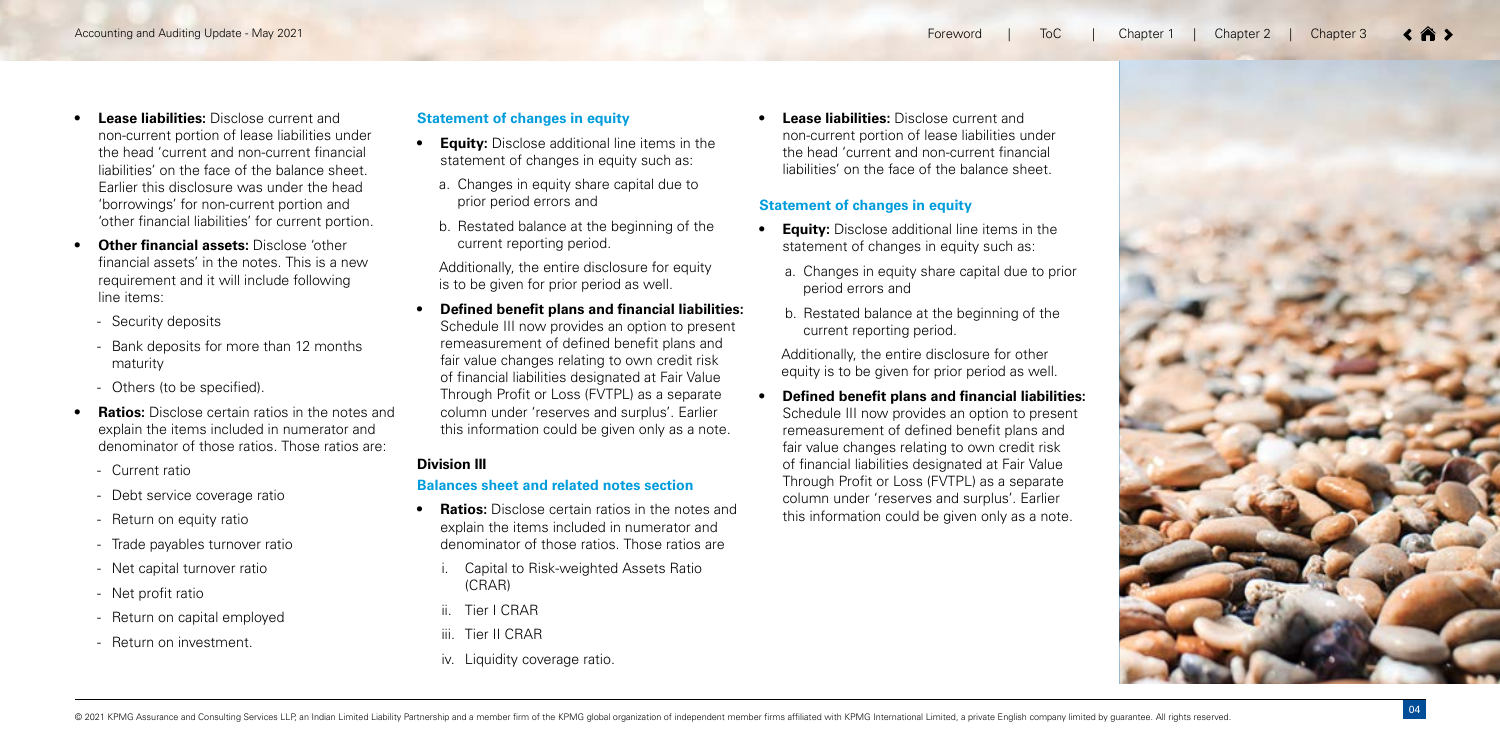- **Lease liabilities:** Disclose current and non-current portion of lease liabilities under the head 'current and non-current financial liabilities' on the face of the balance sheet. Earlier this disclosure was under the head 'borrowings' for non-current portion and 'other financial liabilities' for current portion.
- **Other financial assets:** Disclose 'other financial assets' in the notes. This is a new requirement and it will include following line items:
  - Security deposits
  - Bank deposits for more than 12 months maturity
  - Others (to be specified).
- **Ratios:** Disclose certain ratios in the notes and explain the items included in numerator and denominator of those ratios. Those ratios are:
  - Current ratio
  - Debt service coverage ratio
  - Return on equity ratio
  - Trade payables turnover ratio
  - Net capital turnover ratio
  - Net profit ratio
  - Return on capital employed
  - Return on investment.

### Statement of changes in equity

- **Equity:** Disclose additional line items in the statement of changes in equity such as:
  a. Changes in equity share capital due to prior period errors and
  b. Restated balance at the beginning of the current reporting period.

  Additionally, the entire disclosure for equity is to be given for prior period as well.
- **Defined benefit plans and financial liabilities:** Schedule III now provides an option to present remeasurement of defined benefit plans and fair value changes relating to own credit risk of financial liabilities designated at Fair Value Through Profit or Loss (FVTPL) as a separate column under 'reserves and surplus'. Earlier this information could be given only as a note.

## Division III

### Balances sheet and related notes section

- **Ratios:** Disclose certain ratios in the notes and explain the items included in numerator and denominator of those ratios. Those ratios are
  i. Capital to Risk-weighted Assets Ratio (CRAR)
  ii. Tier I CRAR
  iii. Tier II CRAR
  iv. Liquidity coverage ratio.
- **Lease liabilities:** Disclose current and non-current portion of lease liabilities under the head 'current and non-current financial liabilities' on the face of the balance sheet.

### Statement of changes in equity

- **Equity:** Disclose additional line items in the statement of changes in equity such as:
  a. Changes in equity share capital due to prior period errors and
  b. Restated balance at the beginning of the current reporting period.

  Additionally, the entire disclosure for other equity is to be given for prior period as well.
- **Defined benefit plans and financial liabilities:** Schedule III now provides an option to present remeasurement of defined benefit plans and fair value changes relating to own credit risk of financial liabilities designated at Fair Value Through Profit or Loss (FVTPL) as a separate column under 'reserves and surplus'. Earlier this information could be given only as a note.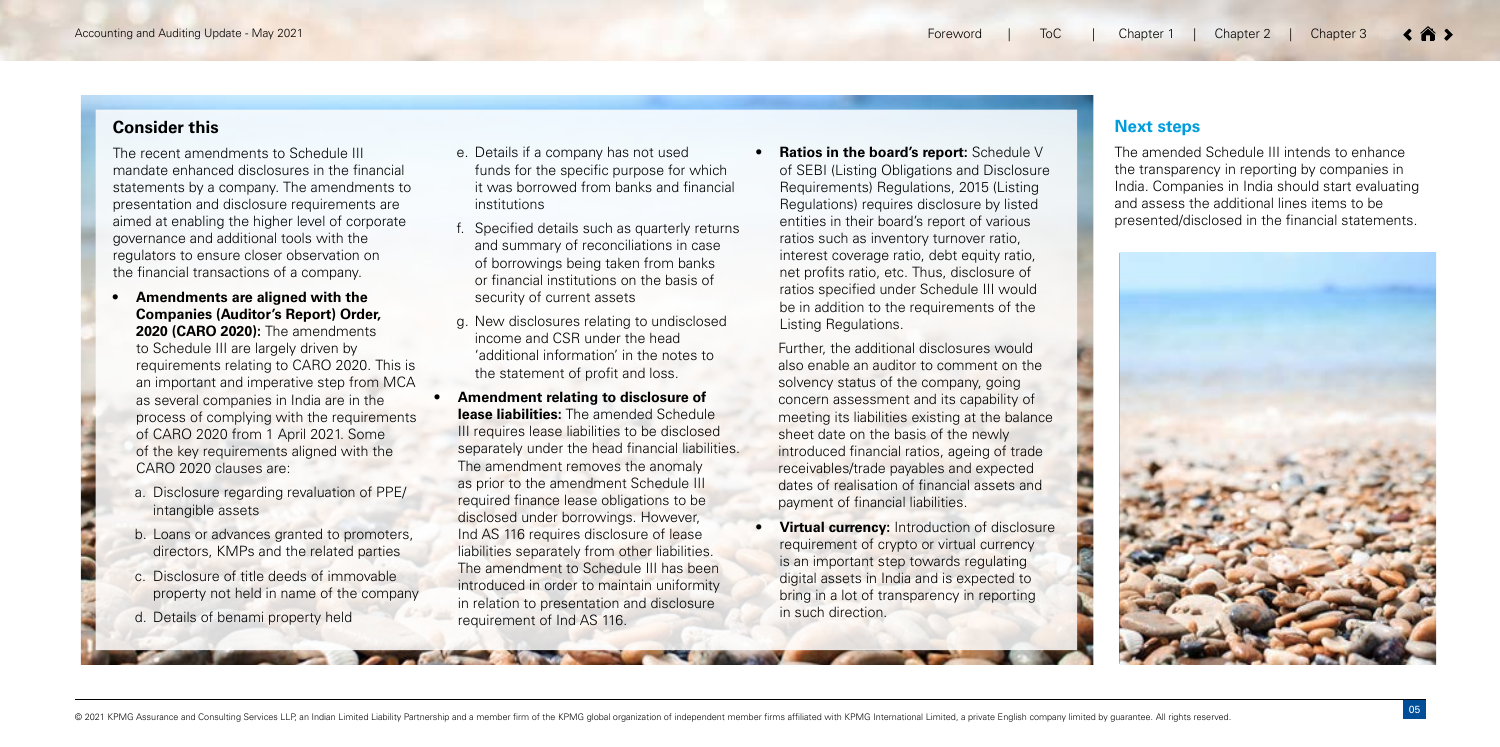## Consider this

The recent amendments to Schedule III mandate enhanced disclosures in the financial statements by a company. The amendments to presentation and disclosure requirements are aimed at enabling the higher level of corporate governance and additional tools with the regulators to ensure closer observation on the financial transactions of a company.

- **Amendments are aligned with the Companies (Auditor's Report) Order, 2020 (CARO 2020):** The amendments to Schedule III are largely driven by requirements relating to CARO 2020. This is an important and imperative step from MCA as several companies in India are in the process of complying with the requirements of CARO 2020 from 1 April 2021. Some of the key requirements aligned with the CARO 2020 clauses are:
  a. Disclosure regarding revaluation of PPE/intangible assets
  b. Loans or advances granted to promoters, directors, KMPs and the related parties
  c. Disclosure of title deeds of immovable property not held in name of the company
  d. Details of benami property held
  e. Details if a company has not used funds for the specific purpose for which it was borrowed from banks and financial institutions
  f. Specified details such as quarterly returns and summary of reconciliations in case of borrowings being taken from banks or financial institutions on the basis of security of current assets
  g. New disclosures relating to undisclosed income and CSR under the head 'additional information' in the notes to the statement of profit and loss.
- **Amendment relating to disclosure of lease liabilities:** The amended Schedule III requires lease liabilities to be disclosed separately under the head financial liabilities. The amendment removes the anomaly as prior to the amendment Schedule III required finance lease obligations to be disclosed under borrowings. However, Ind AS 116 requires disclosure of lease liabilities separately from other liabilities. The amendment to Schedule III has been introduced in order to maintain uniformity in relation to presentation and disclosure requirement of Ind AS 116.
- **Ratios in the board's report:** Schedule V of SEBI (Listing Obligations and Disclosure Requirements) Regulations, 2015 (Listing Regulations) requires disclosure by listed entities in their board's report of various ratios such as inventory turnover ratio, interest coverage ratio, debt equity ratio, net profits ratio, etc. Thus, disclosure of ratios specified under Schedule III would be in addition to the requirements of the Listing Regulations.

  Further, the additional disclosures would also enable an auditor to comment on the solvency status of the company, going concern assessment and its capability of meeting its liabilities existing at the balance sheet date on the basis of the newly introduced financial ratios, ageing of trade receivables/trade payables and expected dates of realisation of financial assets and payment of financial liabilities.
- **Virtual currency:** Introduction of disclosure requirement of crypto or virtual currency is an important step towards regulating digital assets in India and is expected to bring in a lot of transparency in reporting in such direction.

## Next steps

The amended Schedule III intends to enhance the transparency in reporting by companies in India. Companies in India should start evaluating and assess the additional lines items to be presented/disclosed in the financial statements.